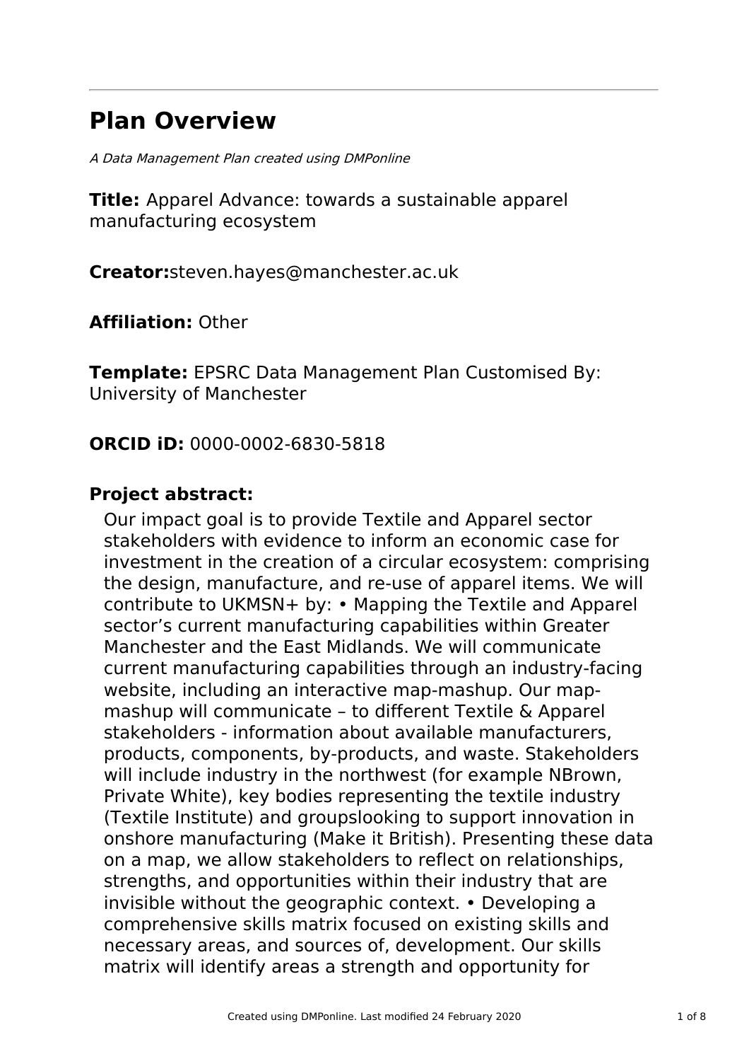# Plan Overview

*A Data Management Plan created using DMPonline*

**Title:** Apparel Advance: towards a sustainable apparel manufacturing ecosystem

**Creator:**steven.hayes@manchester.ac.uk

**Affiliation:** Other

**Template:** EPSRC Data Management Plan Customised By: University of Manchester

**ORCID iD:** 0000-0002-6830-5818

**Project abstract:**

Our impact goal is to provide Textile and Apparel sector stakeholders with evidence to inform an economic case for investment in the creation of a circular ecosystem: comprising the design, manufacture, and re-use of apparel items. We will contribute to UKMSN+ by: • Mapping the Textile and Apparel sector's current manufacturing capabilities within Greater Manchester and the East Midlands. We will communicate current manufacturing capabilities through an industry-facing website, including an interactive map-mashup. Our map-mashup will communicate – to different Textile & Apparel stakeholders - information about available manufacturers, products, components, by-products, and waste. Stakeholders will include industry in the northwest (for example NBrown, Private White), key bodies representing the textile industry (Textile Institute) and groupslooking to support innovation in onshore manufacturing (Make it British). Presenting these data on a map, we allow stakeholders to reflect on relationships, strengths, and opportunities within their industry that are invisible without the geographic context. • Developing a comprehensive skills matrix focused on existing skills and necessary areas, and sources of, development. Our skills matrix will identify areas a strength and opportunity for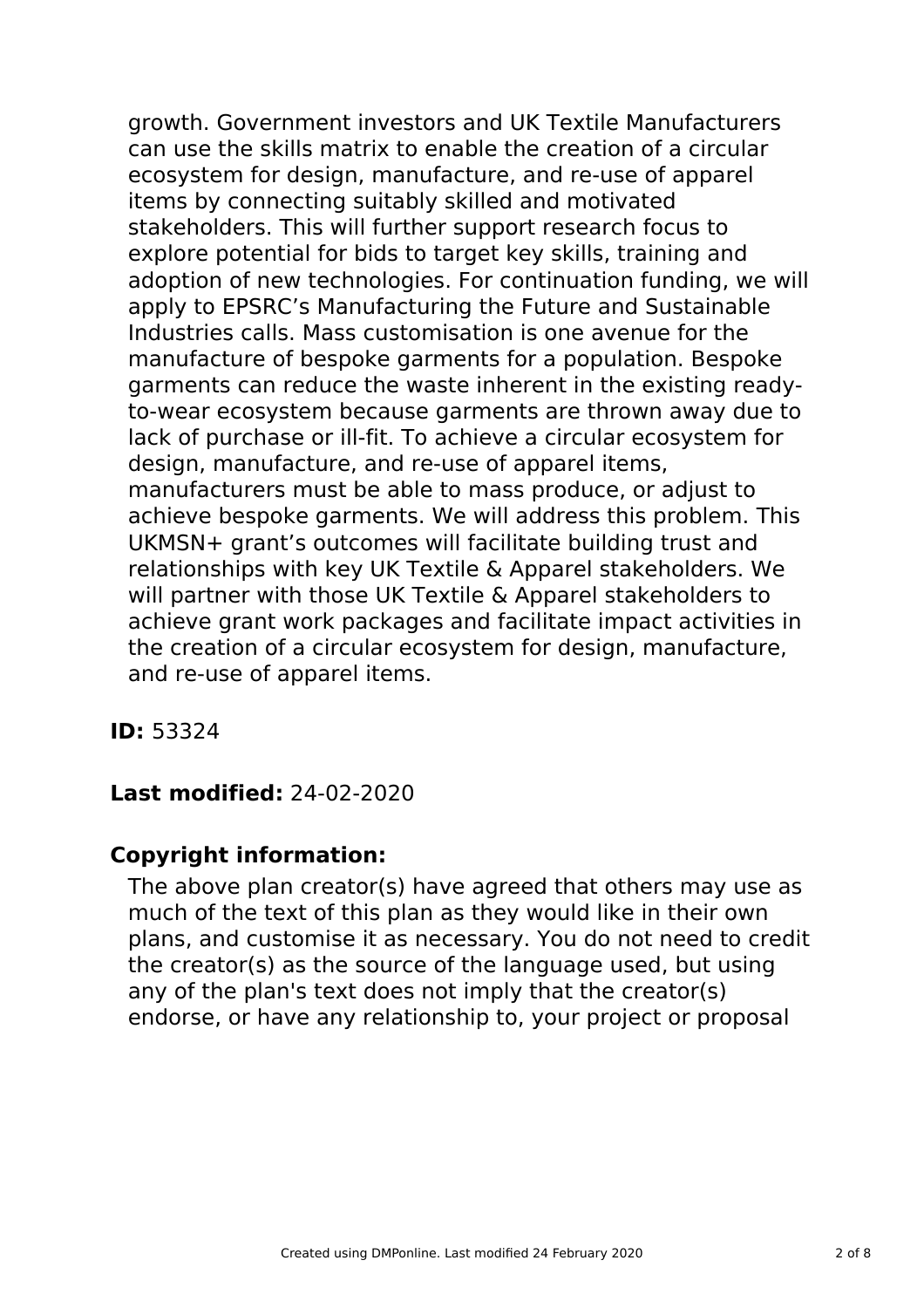growth. Government investors and UK Textile Manufacturers can use the skills matrix to enable the creation of a circular ecosystem for design, manufacture, and re-use of apparel items by connecting suitably skilled and motivated stakeholders. This will further support research focus to explore potential for bids to target key skills, training and adoption of new technologies. For continuation funding, we will apply to EPSRC's Manufacturing the Future and Sustainable Industries calls. Mass customisation is one avenue for the manufacture of bespoke garments for a population. Bespoke garments can reduce the waste inherent in the existing ready-to-wear ecosystem because garments are thrown away due to lack of purchase or ill-fit. To achieve a circular ecosystem for design, manufacture, and re-use of apparel items, manufacturers must be able to mass produce, or adjust to achieve bespoke garments. We will address this problem. This UKMSN+ grant's outcomes will facilitate building trust and relationships with key UK Textile & Apparel stakeholders. We will partner with those UK Textile & Apparel stakeholders to achieve grant work packages and facilitate impact activities in the creation of a circular ecosystem for design, manufacture, and re-use of apparel items.

**ID:** 53324

**Last modified:** 24-02-2020

**Copyright information:**

The above plan creator(s) have agreed that others may use as much of the text of this plan as they would like in their own plans, and customise it as necessary. You do not need to credit the creator(s) as the source of the language used, but using any of the plan's text does not imply that the creator(s) endorse, or have any relationship to, your project or proposal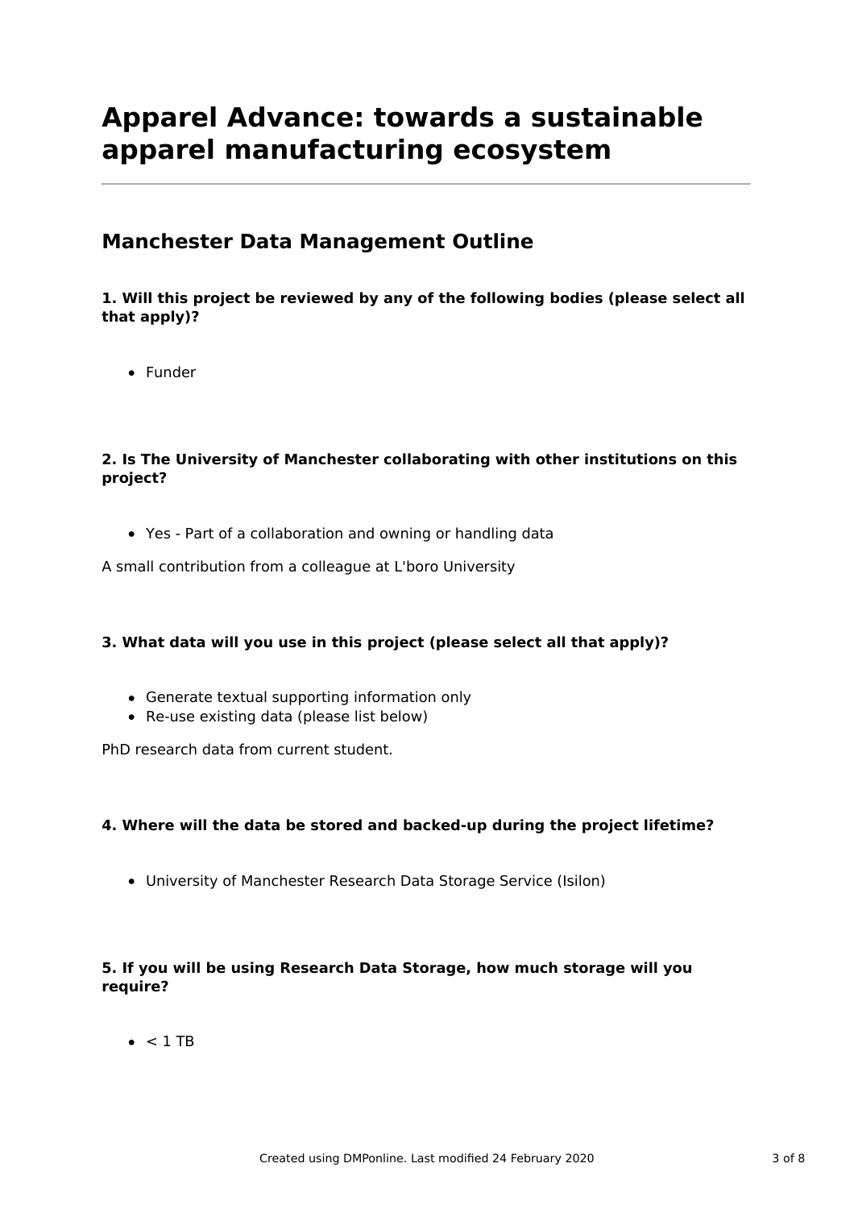# Apparel Advance: towards a sustainable apparel manufacturing ecosystem

## Manchester Data Management Outline

**1. Will this project be reviewed by any of the following bodies (please select all that apply)?**

- Funder

**2. Is The University of Manchester collaborating with other institutions on this project?**

- Yes - Part of a collaboration and owning or handling data

A small contribution from a colleague at L'boro University

**3. What data will you use in this project (please select all that apply)?**

- Generate textual supporting information only
- Re-use existing data (please list below)

PhD research data from current student.

**4. Where will the data be stored and backed-up during the project lifetime?**

- University of Manchester Research Data Storage Service (Isilon)

**5. If you will be using Research Data Storage, how much storage will you require?**

- < 1 TB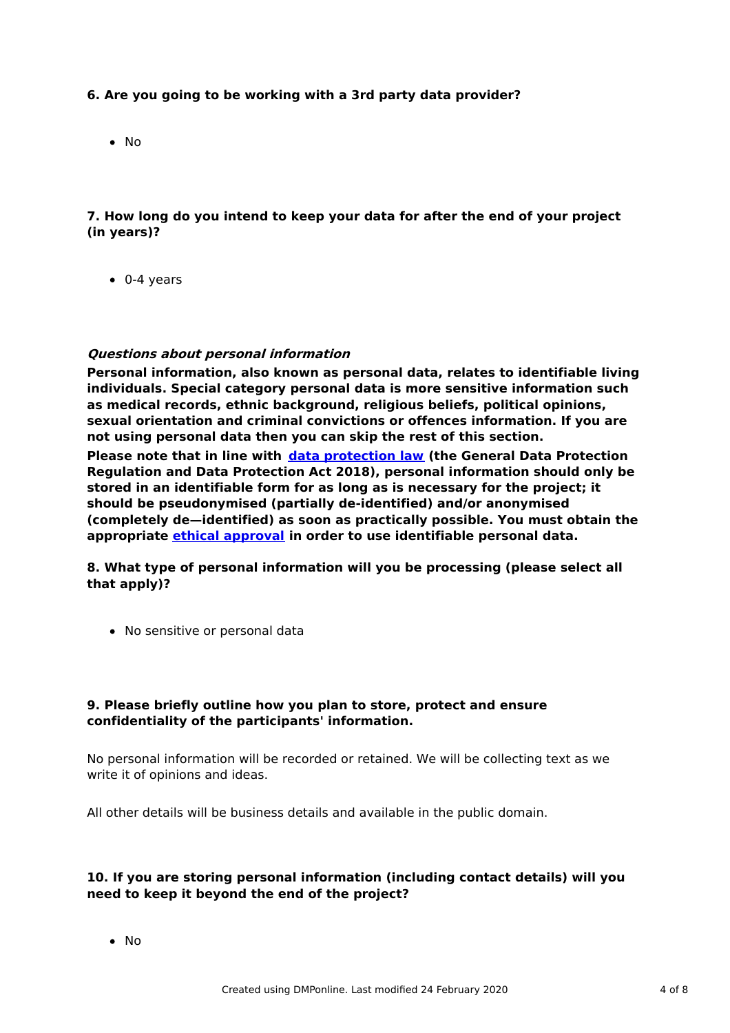**6. Are you going to be working with a 3rd party data provider?**

- No

**7. How long do you intend to keep your data for after the end of your project (in years)?**

- 0-4 years

***Questions about personal information***

**Personal information, also known as personal data, relates to identifiable living individuals. Special category personal data is more sensitive information such as medical records, ethnic background, religious beliefs, political opinions, sexual orientation and criminal convictions or offences information. If you are not using personal data then you can skip the rest of this section.**

**Please note that in line with [data protection law](#) (the General Data Protection Regulation and Data Protection Act 2018), personal information should only be stored in an identifiable form for as long as is necessary for the project; it should be pseudonymised (partially de-identified) and/or anonymised (completely de—identified) as soon as practically possible. You must obtain the appropriate [ethical approval](#) in order to use identifiable personal data.**

**8. What type of personal information will you be processing (please select all that apply)?**

- No sensitive or personal data

**9. Please briefly outline how you plan to store, protect and ensure confidentiality of the participants' information.**

No personal information will be recorded or retained. We will be collecting text as we write it of opinions and ideas.

All other details will be business details and available in the public domain.

**10. If you are storing personal information (including contact details) will you need to keep it beyond the end of the project?**

- No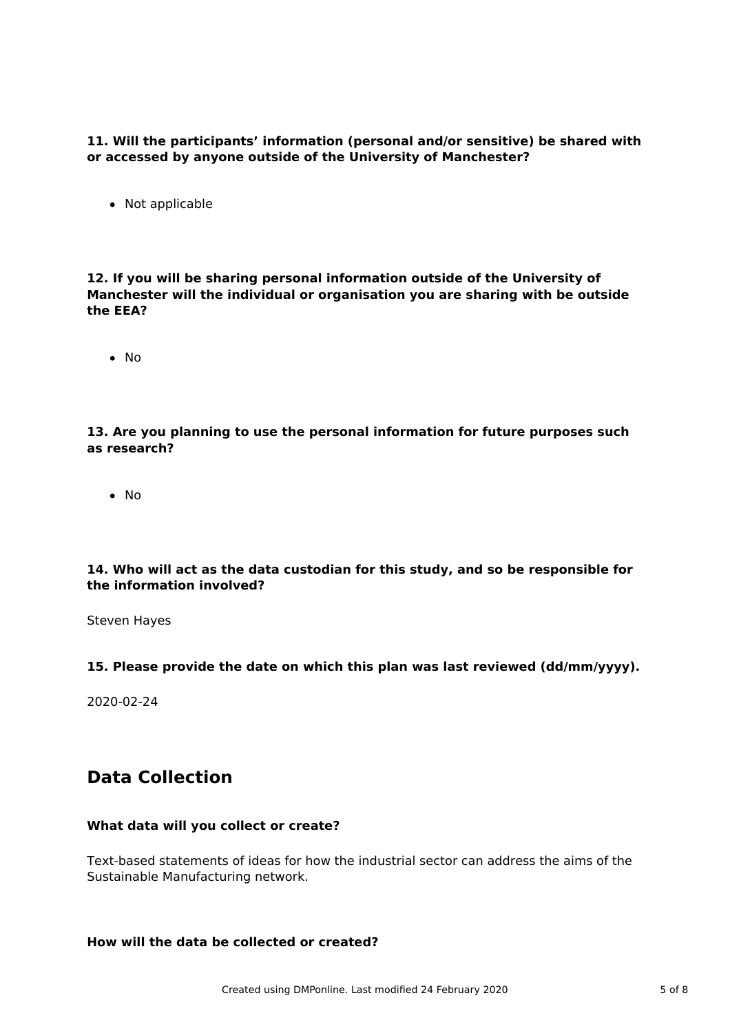**11. Will the participants' information (personal and/or sensitive) be shared with or accessed by anyone outside of the University of Manchester?**

- Not applicable

**12. If you will be sharing personal information outside of the University of Manchester will the individual or organisation you are sharing with be outside the EEA?**

- No

**13. Are you planning to use the personal information for future purposes such as research?**

- No

**14. Who will act as the data custodian for this study, and so be responsible for the information involved?**

Steven Hayes

**15. Please provide the date on which this plan was last reviewed (dd/mm/yyyy).**

2020-02-24

## Data Collection

**What data will you collect or create?**

Text-based statements of ideas for how the industrial sector can address the aims of the Sustainable Manufacturing network.

**How will the data be collected or created?**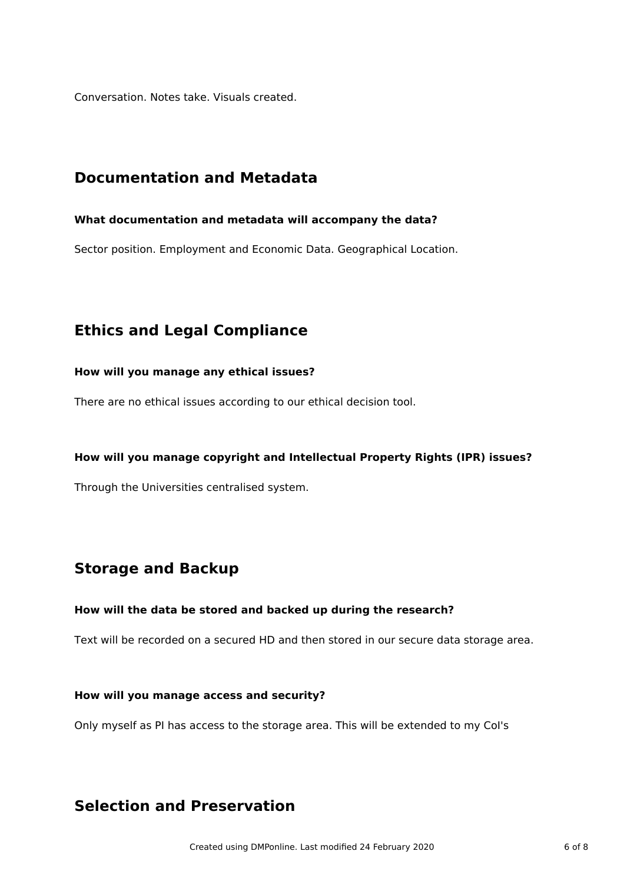Conversation. Notes take. Visuals created.

## Documentation and Metadata

**What documentation and metadata will accompany the data?**

Sector position. Employment and Economic Data. Geographical Location.

## Ethics and Legal Compliance

**How will you manage any ethical issues?**

There are no ethical issues according to our ethical decision tool.

**How will you manage copyright and Intellectual Property Rights (IPR) issues?**

Through the Universities centralised system.

## Storage and Backup

**How will the data be stored and backed up during the research?**

Text will be recorded on a secured HD and then stored in our secure data storage area.

**How will you manage access and security?**

Only myself as PI has access to the storage area. This will be extended to my CoI's

## Selection and Preservation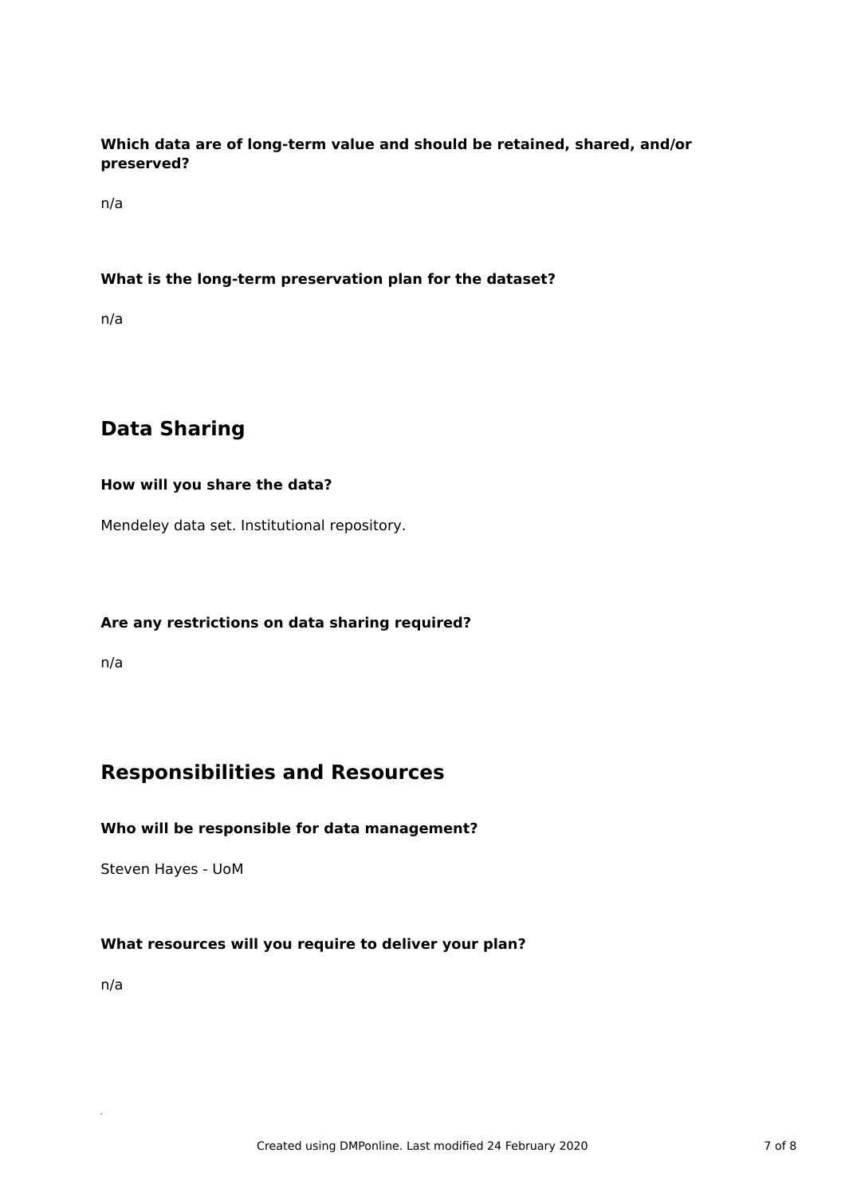**Which data are of long-term value and should be retained, shared, and/or preserved?**

n/a

**What is the long-term preservation plan for the dataset?**

n/a

## Data Sharing

**How will you share the data?**

Mendeley data set. Institutional repository.

**Are any restrictions on data sharing required?**

n/a

## Responsibilities and Resources

**Who will be responsible for data management?**

Steven Hayes - UoM

**What resources will you require to deliver your plan?**

n/a

Created using DMPonline. Last modified 24 February 2020